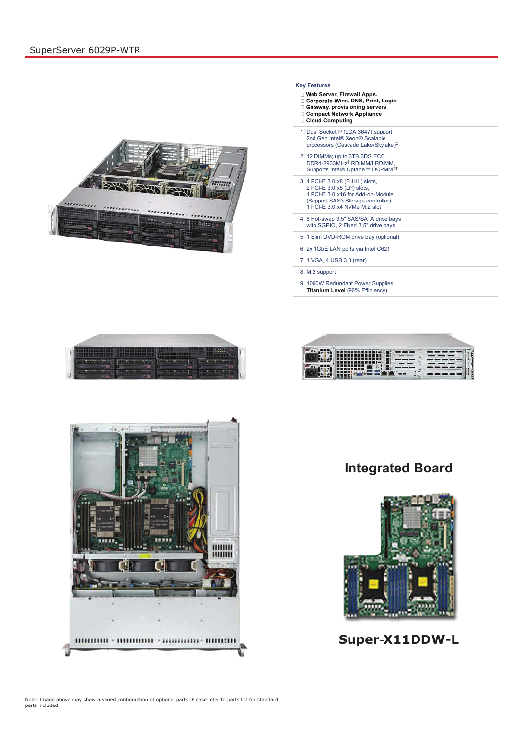# SuperServer 6029P-WTR

### Key Features

- Web Server, Firewall Apps.
- Corporate-Wins, DNS, Print, Login
- Gateway, provisioning servers
- Compact Network Appliance
- Cloud Computing

1. Dual Socket P (LGA 3647) support 2nd Gen Intel® Xeon® Scalable processors (Cascade Lake/Skylake)‡
2. 12 DIMMs; up to 3TB 3DS ECC DDR4-2933MHz† RDIMM/LRDIMM, Supports Intel® Optane™ DCPMM††
3. 4 PCI-E 3.0 x8 (FHHL) slots, 2 PCI-E 3.0 x8 (LP) slots, 1 PCI-E 3.0 x16 for Add-on-Module (Support SAS3 Storage controller), 1 PCI-E 3.0 x4 NVMe M.2 slot
4. 8 Hot-swap 3.5" SAS/SATA drive bays with SGPIO, 2 Fixed 3.5" drive bays
5. 1 Slim DVD-ROM drive bay (optional)
6. 2x 1GbE LAN ports via Intel C621
7. 1 VGA, 4 USB 3.0 (rear)
8. M.2 support
9. 1000W Redundant Power Supplies **Titanium Level** (96% Efficiency)

## Integrated Board

**Super-X11DDW-L**

Note: Image above may show a varied configuration of optional parts. Please refer to parts list for standard parts included.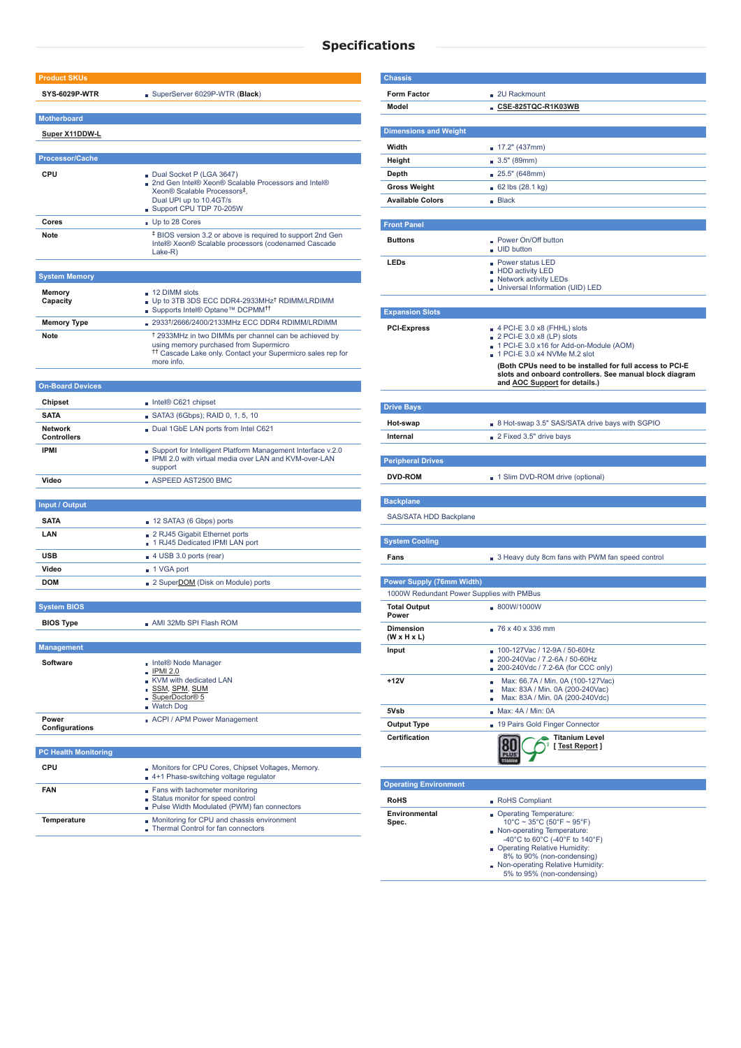# Specifications

## Product SKUs

| | |
|---|---|
| SYS-6029P-WTR | SuperServer 6029P-WTR (**Black**) |

## Motherboard

Super X11DDW-L

## Processor/Cache

| | |
|---|---|
| CPU | Dual Socket P (LGA 3647)<br>2nd Gen Intel® Xeon® Scalable Processors and Intel® Xeon® Scalable Processors‡, Dual UPI up to 10.4GT/s<br>Support CPU TDP 70-205W |
| Cores | Up to 28 Cores |
| Note | ‡ BIOS version 3.2 or above is required to support 2nd Gen Intel® Xeon® Scalable processors (codenamed Cascade Lake-R) |

## System Memory

| | |
|---|---|
| Memory Capacity | 12 DIMM slots<br>Up to 3TB 3DS ECC DDR4-2933MHz† RDIMM/LRDIMM<br>Supports Intel® Optane™ DCPMM†† |
| Memory Type | 2933†/2666/2400/2133MHz ECC DDR4 RDIMM/LRDIMM |
| Note | † 2933MHz in two DIMMs per channel can be achieved by using memory purchased from Supermicro<br>†† Cascade Lake only. Contact your Supermicro sales rep for more info. |

## On-Board Devices

| | |
|---|---|
| Chipset | Intel® C621 chipset |
| SATA | SATA3 (6Gbps); RAID 0, 1, 5, 10 |
| Network Controllers | Dual 1GbE LAN ports from Intel C621 |
| IPMI | Support for Intelligent Platform Management Interface v.2.0<br>IPMI 2.0 with virtual media over LAN and KVM-over-LAN support |
| Video | ASPEED AST2500 BMC |

## Input / Output

| | |
|---|---|
| SATA | 12 SATA3 (6 Gbps) ports |
| LAN | 2 RJ45 Gigabit Ethernet ports<br>1 RJ45 Dedicated IPMI LAN port |
| USB | 4 USB 3.0 ports (rear) |
| Video | 1 VGA port |
| DOM | 2 SuperDOM (Disk on Module) ports |

## System BIOS

| | |
|---|---|
| BIOS Type | AMI 32Mb SPI Flash ROM |

## Management

| | |
|---|---|
| Software | Intel® Node Manager<br>IPMI 2.0<br>KVM with dedicated LAN<br>SSM, SPM, SUM<br>SuperDoctor® 5<br>Watch Dog |
| Power Configurations | ACPI / APM Power Management |

## PC Health Monitoring

| | |
|---|---|
| CPU | Monitors for CPU Cores, Chipset Voltages, Memory.<br>4+1 Phase-switching voltage regulator |
| FAN | Fans with tachometer monitoring<br>Status monitor for speed control<br>Pulse Width Modulated (PWM) fan connectors |
| Temperature | Monitoring for CPU and chassis environment<br>Thermal Control for fan connectors |

## Chassis

| | |
|---|---|
| Form Factor | 2U Rackmount |
| Model | CSE-825TQC-R1K03WB |

## Dimensions and Weight

| | |
|---|---|
| Width | 17.2" (437mm) |
| Height | 3.5" (89mm) |
| Depth | 25.5" (648mm) |
| Gross Weight | 62 lbs (28.1 kg) |
| Available Colors | Black |

## Front Panel

| | |
|---|---|
| Buttons | Power On/Off button<br>UID button |
| LEDs | Power status LED<br>HDD activity LED<br>Network activity LEDs<br>Universal Information (UID) LED |

## Expansion Slots

| | |
|---|---|
| PCI-Express | 4 PCI-E 3.0 x8 (FHFL) slots<br>2 PCI-E 3.0 x8 (LP) slots<br>1 PCI-E 3.0 x16 for Add-on-Module (AOM)<br>1 PCI-E 3.0 x4 NVMe M.2 slot<br>**(Both CPUs need to be installed for full access to PCI-E slots and onboard controllers. See manual block diagram and AOC Support for details.)** |

## Drive Bays

| | |
|---|---|
| Hot-swap | 8 Hot-swap 3.5" SAS/SATA drive bays with SGPIO |
| Internal | 2 Fixed 3.5" drive bays |

## Peripheral Drives

| | |
|---|---|
| DVD-ROM | 1 Slim DVD-ROM drive (optional) |

## Backplane

SAS/SATA HDD Backplane

## System Cooling

| | |
|---|---|
| Fans | 3 Heavy duty 8cm fans with PWM fan speed control |

## Power Supply (76mm Width)

1000W Redundant Power Supplies with PMBus

| | |
|---|---|
| Total Output Power | 800W/1000W |
| Dimension (W x H x L) | 76 x 40 x 336 mm |
| Input | 100-127Vac / 12-9A / 50-60Hz<br>200-240Vac / 7.2-6A / 50-60Hz<br>200-240Vdc / 7.2-6A (for CCC only) |
| +12V | Max: 66.7A / Min. 0A (100-127Vac)<br>Max: 83A / Min. 0A (200-240Vac)<br>Max: 83A / Min. 0A (200-240Vdc) |
| 5Vsb | Max: 4A / Min: 0A |
| Output Type | 19 Pairs Gold Finger Connector |
| Certification | Titanium Level [ Test Report ] |

## Operating Environment

| | |
|---|---|
| RoHS | RoHS Compliant |
| Environmental Spec. | Operating Temperature: 10°C ~ 35°C (50°F ~ 95°F)<br>Non-operating Temperature: -40°C to 60°C (-40°F to 140°F)<br>Operating Relative Humidity: 8% to 90% (non-condensing)<br>Non-operating Relative Humidity: 5% to 95% (non-condensing) |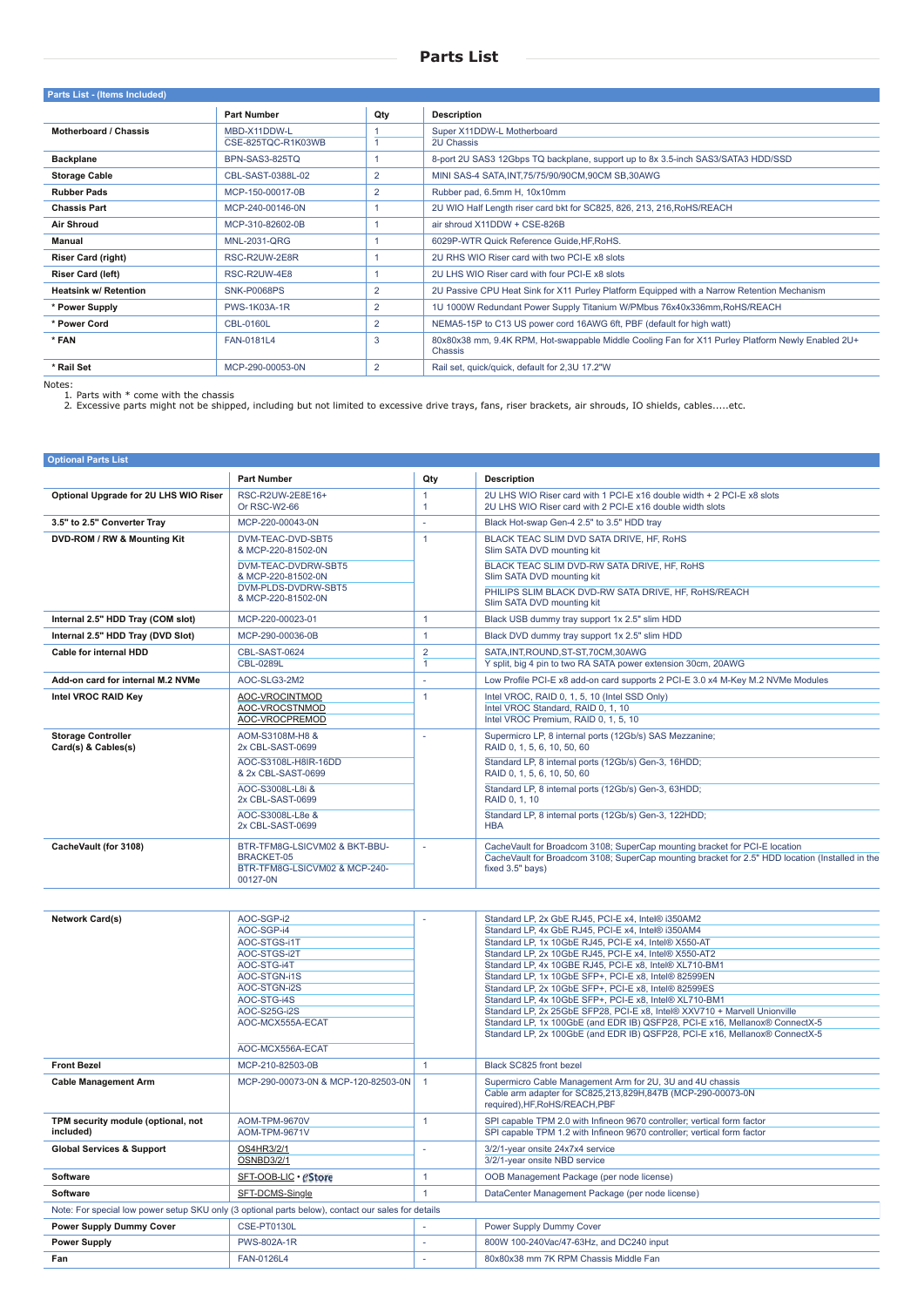# Parts List

| Parts List - (Items Included) | Part Number | Qty | Description |
|---|---|---|---|
| **Motherboard / Chassis** | MBD-X11DDW-L<br>CSE-825TQC-R1K03WB | 1<br>1 | Super X11DDW-L Motherboard<br>2U Chassis |
| **Backplane** | BPN-SAS3-825TQ | 1 | 8-port 2U SAS3 12Gbps TQ backplane, support up to 8x 3.5-inch SAS3/SATA3 HDD/SSD |
| **Storage Cable** | CBL-SAST-0388L-02 | 2 | MINI SAS-4 SATA,INT,75/75/90/90CM,90CM SB,30AWG |
| **Rubber Pads** | MCP-150-00017-0B | 2 | Rubber pad, 6.5mm H, 10x10mm |
| **Chassis Part** | MCP-240-00146-0N | 1 | 2U WIO Half Length riser card bkt for SC825, 826, 213, 216,RoHS/REACH |
| **Air Shroud** | MCP-310-82602-0B | 1 | air shroud X11DDW + CSE-826B |
| **Manual** | MNL-2031-QRG | 1 | 6029P-WTR Quick Reference Guide,HF,RoHS. |
| **Riser Card (right)** | RSC-R2UW-2E8R | 1 | 2U RHS WIO Riser card with two PCI-E x8 slots |
| **Riser Card (left)** | RSC-R2UW-4E8 | 1 | 2U LHS WIO Riser card with four PCI-E x8 slots |
| **Heatsink w/ Retention** | SNK-P0068PS | 2 | 2U Passive CPU Heat Sink for X11 Purley Platform Equipped with a Narrow Retention Mechanism |
| **\* Power Supply** | PWS-1K03A-1R | 2 | 1U 1000W Redundant Power Supply Titanium W/PMbus 76x40x336mm,RoHS/REACH |
| **\* Power Cord** | CBL-0160L | 2 | NEMA5-15P to C13 US power cord 16AWG 6ft, PBF (default for high watt) |
| **\* FAN** | FAN-0181L4 | 3 | 80x80x38 mm, 9.4K RPM, Hot-swappable Middle Cooling Fan for X11 Purley Platform Newly Enabled 2U+ Chassis |
| **\* Rail Set** | MCP-290-00053-0N | 2 | Rail set, quick/quick, default for 2,3U 17.2"W |

Notes:
1. Parts with * come with the chassis
2. Excessive parts might not be shipped, including but not limited to excessive drive trays, fans, riser brackets, air shrouds, IO shields, cables.....etc.

| Optional Parts List | Part Number | Qty | Description |
|---|---|---|---|
| **Optional Upgrade for 2U LHS WIO Riser** | RSC-R2UW-2E8E16+<br>Or RSC-W2-66 | 1<br>1 | 2U LHS WIO Riser card with 1 PCI-E x16 double width + 2 PCI-E x8 slots<br>2U LHS WIO Riser card with 2 PCI-E x16 double width slots |
| **3.5" to 2.5" Converter Tray** | MCP-220-00043-0N | - | Black Hot-swap Gen-4 2.5" to 3.5" HDD tray |
| **DVD-ROM / RW & Mounting Kit** | DVM-TEAC-DVD-SBT5<br>& MCP-220-81502-0N<br>DVM-TEAC-DVDRW-SBT5<br>& MCP-220-81502-0N<br>DVM-PLDS-DVDRW-SBT5<br>& MCP-220-81502-0N | 1 | BLACK TEAC SLIM DVD SATA DRIVE, HF, RoHS<br>Slim SATA DVD mounting kit<br>BLACK TEAC SLIM DVD-RW SATA DRIVE, HF, RoHS<br>Slim SATA DVD mounting kit<br>PHILIPS SLIM BLACK DVD-RW SATA DRIVE, HF, RoHS/REACH<br>Slim SATA DVD mounting kit |
| **Internal 2.5" HDD Tray (COM slot)** | MCP-220-00023-01 | 1 | Black USB dummy tray support 1x 2.5" slim HDD |
| **Internal 2.5" HDD Tray (DVD Slot)** | MCP-290-00036-0B | 1 | Black DVD dummy tray support 1x 2.5" slim HDD |
| **Cable for internal HDD** | CBL-SAST-0624<br>CBL-0289L | 2<br>1 | SATA,INT,ROUND,ST-ST,70CM,30AWG<br>Y split, big 4 pin to two RA SATA power extension 30cm, 20AWG |
| **Add-on card for internal M.2 NVMe** | AOC-SLG3-2M2 | - | Low Profile PCI-E x8 add-on card supports 2 PCI-E 3.0 x4 M-Key M.2 NVMe Modules |
| **Intel VROC RAID Key** | AOC-VROCINTMOD<br>AOC-VROCSTNMOD<br>AOC-VROCPREMOD | 1 | Intel VROC, RAID 0, 1, 5, 10 (Intel SSD Only)<br>Intel VROC Standard, RAID 0, 1, 10<br>Intel VROC Premium, RAID 0, 1, 5, 10 |
| **Storage Controller Card(s) & Cables(s)** | AOM-S3108M-H8 &<br>2x CBL-SAST-0699<br>AOC-S3108L-H8IR-16DD<br>& 2x CBL-SAST-0699<br>AOC-S3008L-L8i &<br>2x CBL-SAST-0699<br>AOC-S3008L-L8e &<br>2x CBL-SAST-0699 | - | Supermicro LP, 8 internal ports (12Gb/s) SAS Mezzanine;<br>RAID 0, 1, 5, 6, 10, 50, 60<br>Standard LP, 8 internal ports (12Gb/s) Gen-3, 16HDD;<br>RAID 0, 1, 5, 6, 10, 50, 60<br>Standard LP, 8 internal ports (12Gb/s) Gen-3, 63HDD;<br>RAID 0, 1, 10<br>Standard LP, 8 internal ports (12Gb/s) Gen-3, 122HDD;<br>HBA |
| **CacheVault (for 3108)** | BTR-TFM8G-LSICVM02 & BKT-BBU-BRACKET-05<br>BTR-TFM8G-LSICVM02 & MCP-240-00127-0N | - | CacheVault for Broadcom 3108; SuperCap mounting bracket for PCI-E location<br>CacheVault for Broadcom 3108; SuperCap mounting bracket for 2.5" HDD location (Installed in the fixed 3.5" bays) |
| **Network Card(s)** | AOC-SGP-i2<br>AOC-SGP-i4<br>AOC-STGS-i1T<br>AOC-STGS-i2T<br>AOC-STG-i4T<br>AOC-STGN-i1S<br>AOC-STGN-i2S<br>AOC-STG-i4S<br>AOC-S25G-i2S<br>AOC-MCX555A-ECAT<br>AOC-MCX556A-ECAT | - | Standard LP, 2x GbE RJ45, PCI-E x4, Intel® i350AM2<br>Standard LP, 4x GbE RJ45, PCI-E x4, Intel® i350AM4<br>Standard LP, 1x 10GbE RJ45, PCI-E x4, Intel® X550-AT<br>Standard LP, 2x 10GbE RJ45, PCI-E x4, Intel® X550-AT2<br>Standard LP, 4x 10GBE RJ45, PCI-E x8, Intel® XL710-BM1<br>Standard LP, 1x 10GbE SFP+, PCI-E x8, Intel® 82599EN<br>Standard LP, 2x 10GbE SFP+, PCI-E x8, Intel® 82599ES<br>Standard LP, 4x 10GbE SFP+, PCI-E x8, Intel® XL710-BM1<br>Standard LP, 2x 25GbE SFP28, PCI-E x8, Intel® XXV710 + Marvell Unionville<br>Standard LP, 1x 100GbE (and EDR IB) QSFP28, PCI-E x16, Mellanox® ConnectX-5<br>Standard LP, 2x 100GbE (and EDR IB) QSFP28, PCI-E x16, Mellanox® ConnectX-5 |
| **Front Bezel** | MCP-210-82503-0B | 1 | Black SC825 front bezel |
| **Cable Management Arm** | MCP-290-00073-0N & MCP-120-82503-0N | 1 | Supermicro Cable Management Arm for 2U, 3U and 4U chassis<br>Cable arm adapter for SC825,213,829H,847B (MCP-290-00073-0N required),HF,RoHS/REACH,PBF |
| **TPM security module (optional, not included)** | AOM-TPM-9670V<br>AOM-TPM-9671V | 1 | SPI capable TPM 2.0 with Infineon 9670 controller; vertical form factor<br>SPI capable TPM 1.2 with Infineon 9670 controller; vertical form factor |
| **Global Services & Support** | OS4HR3/2/1<br>OSNBD3/2/1 | - | 3/2/1-year onsite 24x7x4 service<br>3/2/1-year onsite NBD service |
| **Software** | SFT-OOB-LIC • eStore | 1 | OOB Management Package (per node license) |
| **Software** | SFT-DCMS-Single | 1 | DataCenter Management Package (per node license) |
| Note: For special low power setup SKU only (3 optional parts below), contact our sales for details | | | |
| **Power Supply Dummy Cover** | CSE-PT0130L | - | Power Supply Dummy Cover |
| **Power Supply** | PWS-802A-1R | - | 800W 100-240Vac/47-63Hz, and DC240 input |
| **Fan** | FAN-0126L4 | - | 80x80x38 mm 7K RPM Chassis Middle Fan |